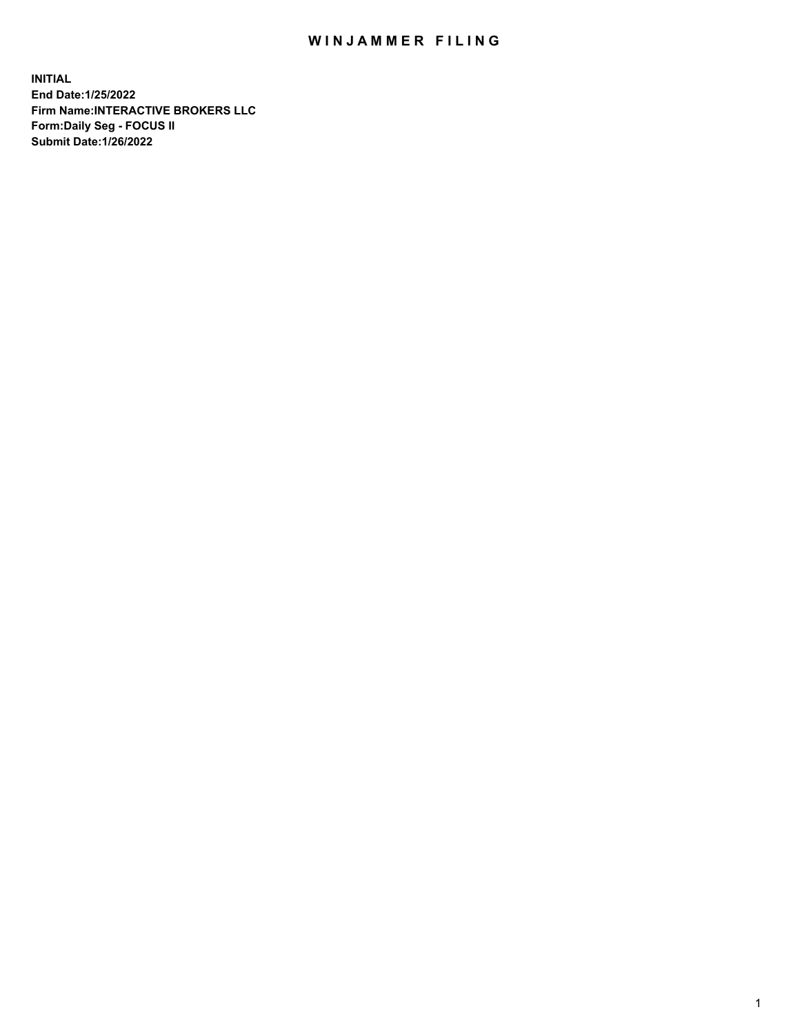# WINJAMMER FILING

**INITIAL**
**End Date:1/25/2022**
**Firm Name:INTERACTIVE BROKERS LLC**
**Form:Daily Seg - FOCUS II**
**Submit Date:1/26/2022**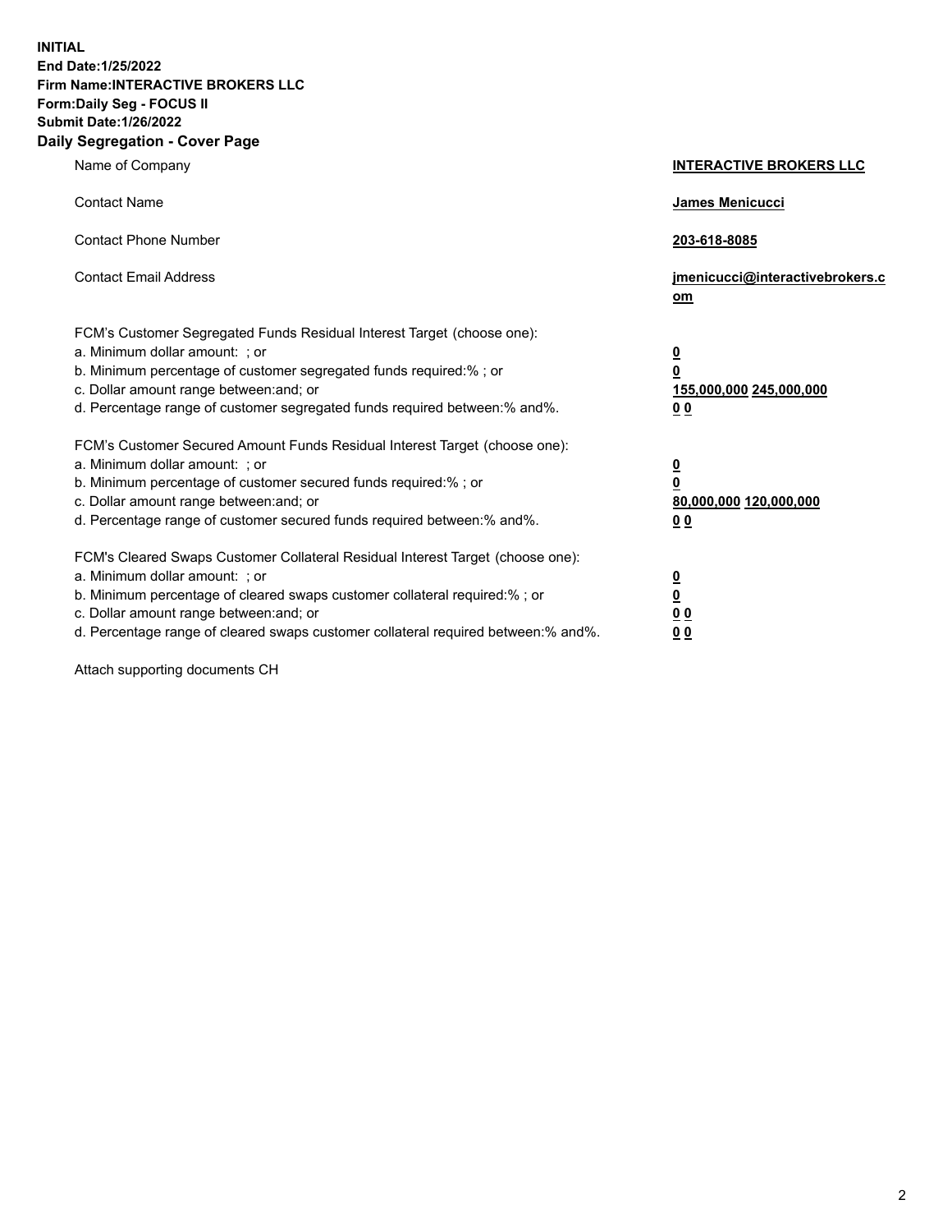**INITIAL**
**End Date:1/25/2022**
**Firm Name:INTERACTIVE BROKERS LLC**
**Form:Daily Seg - FOCUS II**
**Submit Date:1/26/2022**

## Daily Segregation - Cover Page

| | |
|---|---|
| Name of Company | **INTERACTIVE BROKERS LLC** |
| Contact Name | **James Menicucci** |
| Contact Phone Number | **203-618-8085** |
| Contact Email Address | **jmenicucci@interactivebrokers.com** |
| FCM's Customer Segregated Funds Residual Interest Target (choose one): | |
| a. Minimum dollar amount: ; or | **0** |
| b. Minimum percentage of customer segregated funds required:% ; or | **0** |
| c. Dollar amount range between:and; or | **155,000,000 245,000,000** |
| d. Percentage range of customer segregated funds required between:% and%. | **0 0** |
| FCM's Customer Secured Amount Funds Residual Interest Target (choose one): | |
| a. Minimum dollar amount: ; or | **0** |
| b. Minimum percentage of customer secured funds required:% ; or | **0** |
| c. Dollar amount range between:and; or | **80,000,000 120,000,000** |
| d. Percentage range of customer secured funds required between:% and%. | **0 0** |
| FCM's Cleared Swaps Customer Collateral Residual Interest Target (choose one): | |
| a. Minimum dollar amount: ; or | **0** |
| b. Minimum percentage of cleared swaps customer collateral required:% ; or | **0** |
| c. Dollar amount range between:and; or | **0 0** |
| d. Percentage range of cleared swaps customer collateral required between:% and%. | **0 0** |

Attach supporting documents CH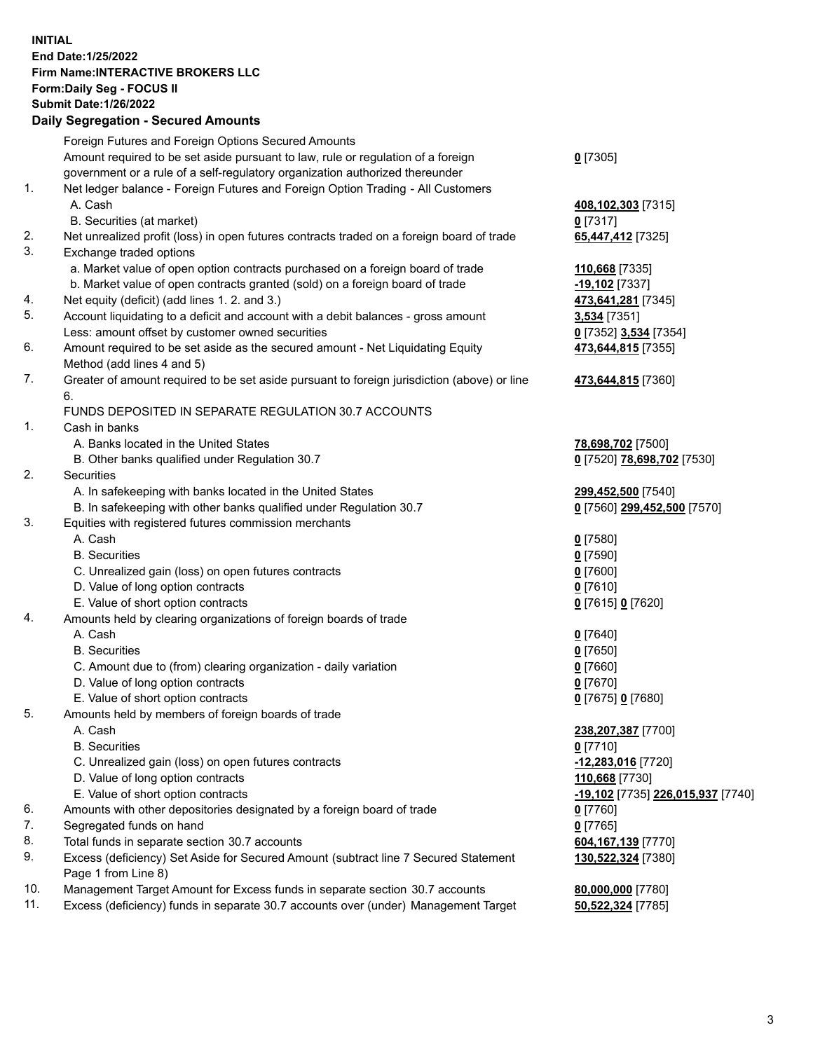**INITIAL**
**End Date:1/25/2022**
**Firm Name:INTERACTIVE BROKERS LLC**
**Form:Daily Seg - FOCUS II**
**Submit Date:1/26/2022**

**Daily Segregation - Secured Amounts**

| | | |
|---|---|---|
| | Foreign Futures and Foreign Options Secured Amounts | |
| | Amount required to be set aside pursuant to law, rule or regulation of a foreign government or a rule of a self-regulatory organization authorized thereunder | **0** [7305] |
| 1. | Net ledger balance - Foreign Futures and Foreign Option Trading - All Customers | |
| | A. Cash | **408,102,303** [7315] |
| | B. Securities (at market) | **0** [7317] |
| 2. | Net unrealized profit (loss) in open futures contracts traded on a foreign board of trade | **65,447,412** [7325] |
| 3. | Exchange traded options | |
| | a. Market value of open option contracts purchased on a foreign board of trade | **110,668** [7335] |
| | b. Market value of open contracts granted (sold) on a foreign board of trade | **-19,102** [7337] |
| 4. | Net equity (deficit) (add lines 1. 2. and 3.) | **473,641,281** [7345] |
| 5. | Account liquidating to a deficit and account with a debit balances - gross amount | **3,534** [7351] |
| | Less: amount offset by customer owned securities | **0** [7352] **3,534** [7354] |
| 6. | Amount required to be set aside as the secured amount - Net Liquidating Equity Method (add lines 4 and 5) | **473,644,815** [7355] |
| 7. | Greater of amount required to be set aside pursuant to foreign jurisdiction (above) or line 6. | **473,644,815** [7360] |
| | FUNDS DEPOSITED IN SEPARATE REGULATION 30.7 ACCOUNTS | |
| 1. | Cash in banks | |
| | A. Banks located in the United States | **78,698,702** [7500] |
| | B. Other banks qualified under Regulation 30.7 | **0** [7520] **78,698,702** [7530] |
| 2. | Securities | |
| | A. In safekeeping with banks located in the United States | **299,452,500** [7540] |
| | B. In safekeeping with other banks qualified under Regulation 30.7 | **0** [7560] **299,452,500** [7570] |
| 3. | Equities with registered futures commission merchants | |
| | A. Cash | **0** [7580] |
| | B. Securities | **0** [7590] |
| | C. Unrealized gain (loss) on open futures contracts | **0** [7600] |
| | D. Value of long option contracts | **0** [7610] |
| | E. Value of short option contracts | **0** [7615] **0** [7620] |
| 4. | Amounts held by clearing organizations of foreign boards of trade | |
| | A. Cash | **0** [7640] |
| | B. Securities | **0** [7650] |
| | C. Amount due to (from) clearing organization - daily variation | **0** [7660] |
| | D. Value of long option contracts | **0** [7670] |
| | E. Value of short option contracts | **0** [7675] **0** [7680] |
| 5. | Amounts held by members of foreign boards of trade | |
| | A. Cash | **238,207,387** [7700] |
| | B. Securities | **0** [7710] |
| | C. Unrealized gain (loss) on open futures contracts | **-12,283,016** [7720] |
| | D. Value of long option contracts | **110,668** [7730] |
| | E. Value of short option contracts | **-19,102** [7735] **226,015,937** [7740] |
| 6. | Amounts with other depositories designated by a foreign board of trade | **0** [7760] |
| 7. | Segregated funds on hand | **0** [7765] |
| 8. | Total funds in separate section 30.7 accounts | **604,167,139** [7770] |
| 9. | Excess (deficiency) Set Aside for Secured Amount (subtract line 7 Secured Statement Page 1 from Line 8) | **130,522,324** [7380] |
| 10. | Management Target Amount for Excess funds in separate section 30.7 accounts | **80,000,000** [7780] |
| 11. | Excess (deficiency) funds in separate 30.7 accounts over (under) Management Target | **50,522,324** [7785] |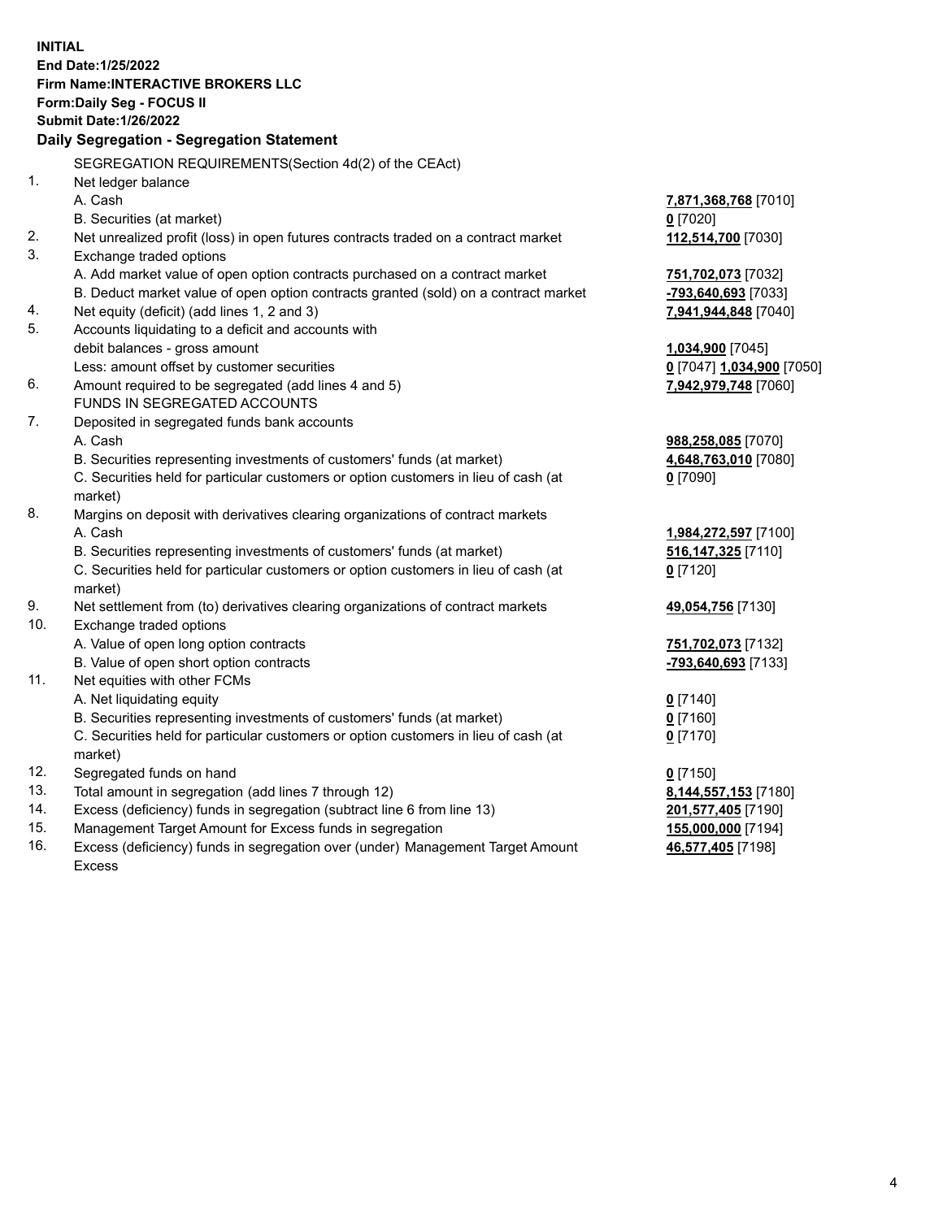**INITIAL**
**End Date:1/25/2022**
**Firm Name:INTERACTIVE BROKERS LLC**
**Form:Daily Seg - FOCUS II**
**Submit Date:1/26/2022**

**Daily Segregation - Segregation Statement**

| | | |
|---|---|---|
| | SEGREGATION REQUIREMENTS(Section 4d(2) of the CEAct) | |
| 1. | Net ledger balance | |
| | A. Cash | **7,871,368,768** [7010] |
| | B. Securities (at market) | **0** [7020] |
| 2. | Net unrealized profit (loss) in open futures contracts traded on a contract market | **112,514,700** [7030] |
| 3. | Exchange traded options | |
| | A. Add market value of open option contracts purchased on a contract market | **751,702,073** [7032] |
| | B. Deduct market value of open option contracts granted (sold) on a contract market | **-793,640,693** [7033] |
| 4. | Net equity (deficit) (add lines 1, 2 and 3) | **7,941,944,848** [7040] |
| 5. | Accounts liquidating to a deficit and accounts with debit balances - gross amount | **1,034,900** [7045] |
| | Less: amount offset by customer securities | **0** [7047] **1,034,900** [7050] |
| 6. | Amount required to be segregated (add lines 4 and 5) | **7,942,979,748** [7060] |
| | FUNDS IN SEGREGATED ACCOUNTS | |
| 7. | Deposited in segregated funds bank accounts | |
| | A. Cash | **988,258,085** [7070] |
| | B. Securities representing investments of customers' funds (at market) | **4,648,763,010** [7080] |
| | C. Securities held for particular customers or option customers in lieu of cash (at market) | **0** [7090] |
| 8. | Margins on deposit with derivatives clearing organizations of contract markets | |
| | A. Cash | **1,984,272,597** [7100] |
| | B. Securities representing investments of customers' funds (at market) | **516,147,325** [7110] |
| | C. Securities held for particular customers or option customers in lieu of cash (at market) | **0** [7120] |
| 9. | Net settlement from (to) derivatives clearing organizations of contract markets | **49,054,756** [7130] |
| 10. | Exchange traded options | |
| | A. Value of open long option contracts | **751,702,073** [7132] |
| | B. Value of open short option contracts | **-793,640,693** [7133] |
| 11. | Net equities with other FCMs | |
| | A. Net liquidating equity | **0** [7140] |
| | B. Securities representing investments of customers' funds (at market) | **0** [7160] |
| | C. Securities held for particular customers or option customers in lieu of cash (at market) | **0** [7170] |
| 12. | Segregated funds on hand | **0** [7150] |
| 13. | Total amount in segregation (add lines 7 through 12) | **8,144,557,153** [7180] |
| 14. | Excess (deficiency) funds in segregation (subtract line 6 from line 13) | **201,577,405** [7190] |
| 15. | Management Target Amount for Excess funds in segregation | **155,000,000** [7194] |
| 16. | Excess (deficiency) funds in segregation over (under) Management Target Amount Excess | **46,577,405** [7198] |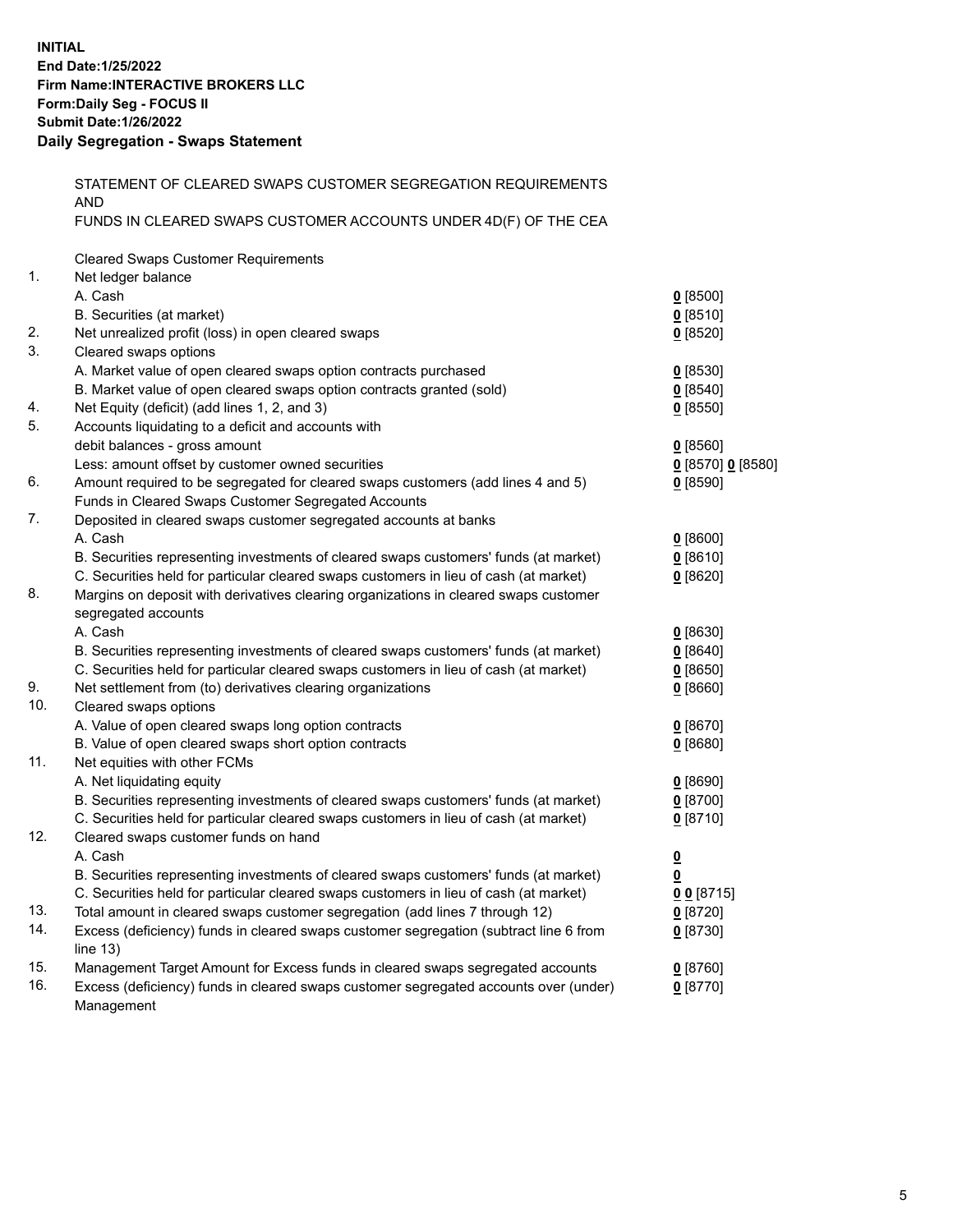**INITIAL**
**End Date:1/25/2022**
**Firm Name:INTERACTIVE BROKERS LLC**
**Form:Daily Seg - FOCUS II**
**Submit Date:1/26/2022**
**Daily Segregation - Swaps Statement**

STATEMENT OF CLEARED SWAPS CUSTOMER SEGREGATION REQUIREMENTS AND FUNDS IN CLEARED SWAPS CUSTOMER ACCOUNTS UNDER 4D(F) OF THE CEA

| | | |
|---|---|---|
| | Cleared Swaps Customer Requirements | |
| 1. | Net ledger balance | |
| | A. Cash | 0 [8500] |
| | B. Securities (at market) | 0 [8510] |
| 2. | Net unrealized profit (loss) in open cleared swaps | 0 [8520] |
| 3. | Cleared swaps options | |
| | A. Market value of open cleared swaps option contracts purchased | 0 [8530] |
| | B. Market value of open cleared swaps option contracts granted (sold) | 0 [8540] |
| 4. | Net Equity (deficit) (add lines 1, 2, and 3) | 0 [8550] |
| 5. | Accounts liquidating to a deficit and accounts with debit balances - gross amount | 0 [8560] |
| | Less: amount offset by customer owned securities | 0 [8570] 0 [8580] |
| 6. | Amount required to be segregated for cleared swaps customers (add lines 4 and 5) | 0 [8590] |
| | Funds in Cleared Swaps Customer Segregated Accounts | |
| 7. | Deposited in cleared swaps customer segregated accounts at banks | |
| | A. Cash | 0 [8600] |
| | B. Securities representing investments of cleared swaps customers' funds (at market) | 0 [8610] |
| | C. Securities held for particular cleared swaps customers in lieu of cash (at market) | 0 [8620] |
| 8. | Margins on deposit with derivatives clearing organizations in cleared swaps customer segregated accounts | |
| | A. Cash | 0 [8630] |
| | B. Securities representing investments of cleared swaps customers' funds (at market) | 0 [8640] |
| | C. Securities held for particular cleared swaps customers in lieu of cash (at market) | 0 [8650] |
| 9. | Net settlement from (to) derivatives clearing organizations | 0 [8660] |
| 10. | Cleared swaps options | |
| | A. Value of open cleared swaps long option contracts | 0 [8670] |
| | B. Value of open cleared swaps short option contracts | 0 [8680] |
| 11. | Net equities with other FCMs | |
| | A. Net liquidating equity | 0 [8690] |
| | B. Securities representing investments of cleared swaps customers' funds (at market) | 0 [8700] |
| | C. Securities held for particular cleared swaps customers in lieu of cash (at market) | 0 [8710] |
| 12. | Cleared swaps customer funds on hand | |
| | A. Cash | 0 |
| | B. Securities representing investments of cleared swaps customers' funds (at market) | 0 |
| | C. Securities held for particular cleared swaps customers in lieu of cash (at market) | 0 0 [8715] |
| 13. | Total amount in cleared swaps customer segregation (add lines 7 through 12) | 0 [8720] |
| 14. | Excess (deficiency) funds in cleared swaps customer segregation (subtract line 6 from line 13) | 0 [8730] |
| 15. | Management Target Amount for Excess funds in cleared swaps segregated accounts | 0 [8760] |
| 16. | Excess (deficiency) funds in cleared swaps customer segregated accounts over (under) Management | 0 [8770] |